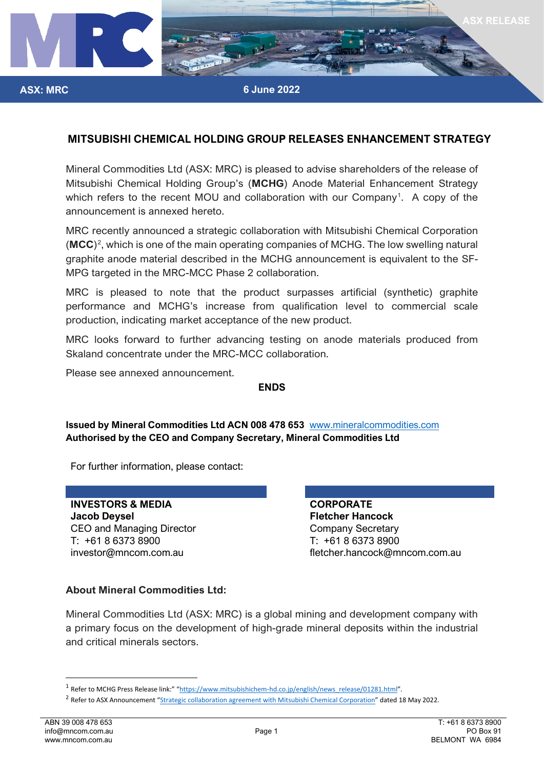ASX RELEASE

ASX: MRC

6 June 2022

## MITSUBISHI CHEMICAL HOLDING GROUP RELEASES ENHANCEMENT STRATEGY

Mineral Commodities Ltd (ASX: MRC) is pleased to advise shareholders of the release of Mitsubishi Chemical Holding Group's (**MCHG**) Anode Material Enhancement Strategy which refers to the recent MOU and collaboration with our Company[1]. A copy of the announcement is annexed hereto.

MRC recently announced a strategic collaboration with Mitsubishi Chemical Corporation (**MCC**)[2], which is one of the main operating companies of MCHG. The low swelling natural graphite anode material described in the MCHG announcement is equivalent to the SF-MPG targeted in the MRC-MCC Phase 2 collaboration.

MRC is pleased to note that the product surpasses artificial (synthetic) graphite performance and MCHG's increase from qualification level to commercial scale production, indicating market acceptance of the new product.

MRC looks forward to further advancing testing on anode materials produced from Skaland concentrate under the MRC-MCC collaboration.

Please see annexed announcement.

**ENDS**

**Issued by Mineral Commodities Ltd ACN 008 478 653** www.mineralcommodities.com
**Authorised by the CEO and Company Secretary, Mineral Commodities Ltd**

For further information, please contact:

**INVESTORS & MEDIA**
**Jacob Deysel**
CEO and Managing Director
T: +61 8 6373 8900
investor@mncom.com.au

**CORPORATE**
**Fletcher Hancock**
Company Secretary
T: +61 8 6373 8900
fletcher.hancock@mncom.com.au

### About Mineral Commodities Ltd:

Mineral Commodities Ltd (ASX: MRC) is a global mining and development company with a primary focus on the development of high-grade mineral deposits within the industrial and critical minerals sectors.

---

[1] Refer to MCHG Press Release link:" "https://www.mitsubishichem-hd.co.jp/english/news_release/01281.html".

[2] Refer to ASX Announcement "Strategic collaboration agreement with Mitsubishi Chemical Corporation" dated 18 May 2022.

ABN 39 008 478 653
info@mncom.com.au
www.mncom.com.au

T: +61 8 6373 8900
PO Box 91
BELMONT WA 6984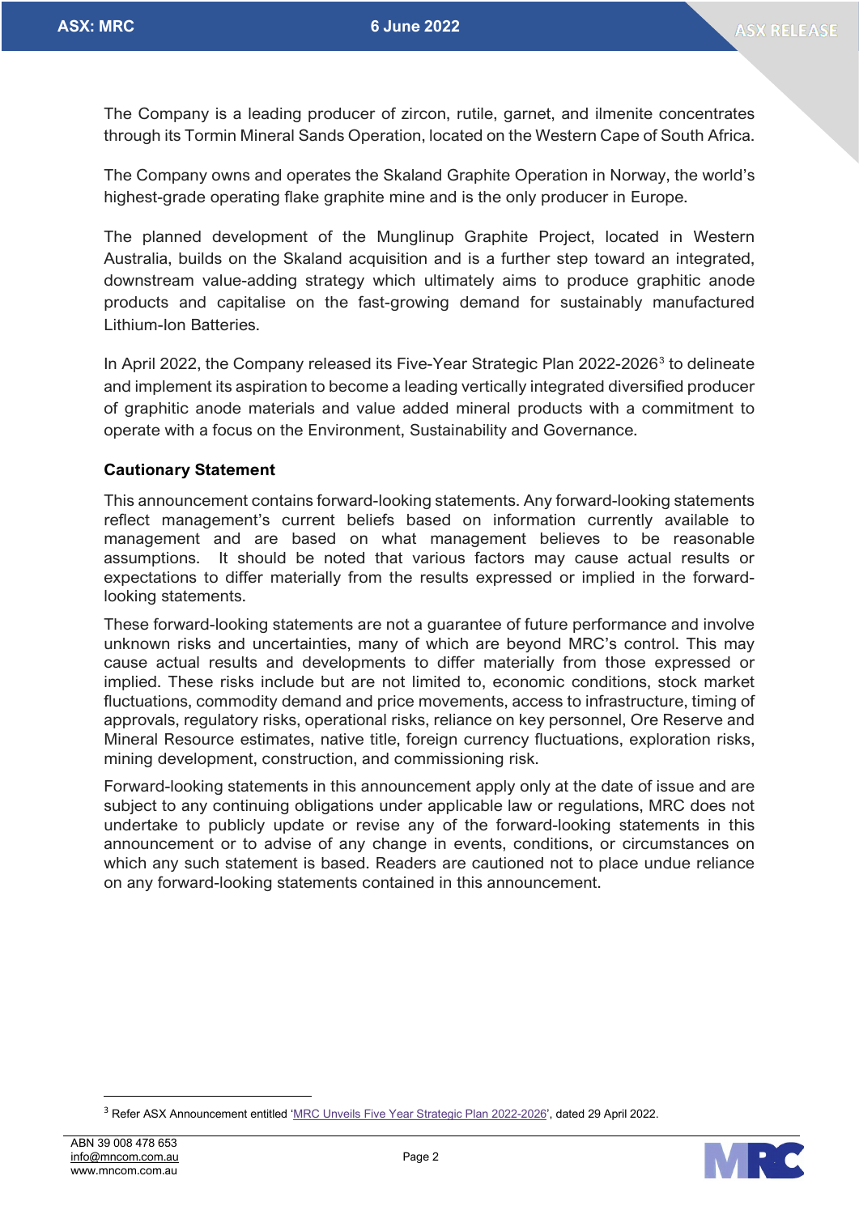The Company is a leading producer of zircon, rutile, garnet, and ilmenite concentrates through its Tormin Mineral Sands Operation, located on the Western Cape of South Africa.

The Company owns and operates the Skaland Graphite Operation in Norway, the world's highest-grade operating flake graphite mine and is the only producer in Europe.

The planned development of the Munglinup Graphite Project, located in Western Australia, builds on the Skaland acquisition and is a further step toward an integrated, downstream value-adding strategy which ultimately aims to produce graphitic anode products and capitalise on the fast-growing demand for sustainably manufactured Lithium-Ion Batteries.

In April 2022, the Company released its Five-Year Strategic Plan 2022-2026[3] to delineate and implement its aspiration to become a leading vertically integrated diversified producer of graphitic anode materials and value added mineral products with a commitment to operate with a focus on the Environment, Sustainability and Governance.

**Cautionary Statement**

This announcement contains forward-looking statements. Any forward-looking statements reflect management's current beliefs based on information currently available to management and are based on what management believes to be reasonable assumptions. It should be noted that various factors may cause actual results or expectations to differ materially from the results expressed or implied in the forward-looking statements.

These forward-looking statements are not a guarantee of future performance and involve unknown risks and uncertainties, many of which are beyond MRC's control. This may cause actual results and developments to differ materially from those expressed or implied. These risks include but are not limited to, economic conditions, stock market fluctuations, commodity demand and price movements, access to infrastructure, timing of approvals, regulatory risks, operational risks, reliance on key personnel, Ore Reserve and Mineral Resource estimates, native title, foreign currency fluctuations, exploration risks, mining development, construction, and commissioning risk.

Forward-looking statements in this announcement apply only at the date of issue and are subject to any continuing obligations under applicable law or regulations, MRC does not undertake to publicly update or revise any of the forward-looking statements in this announcement or to advise of any change in events, conditions, or circumstances on which any such statement is based. Readers are cautioned not to place undue reliance on any forward-looking statements contained in this announcement.

[3] Refer ASX Announcement entitled 'MRC Unveils Five Year Strategic Plan 2022-2026', dated 29 April 2022.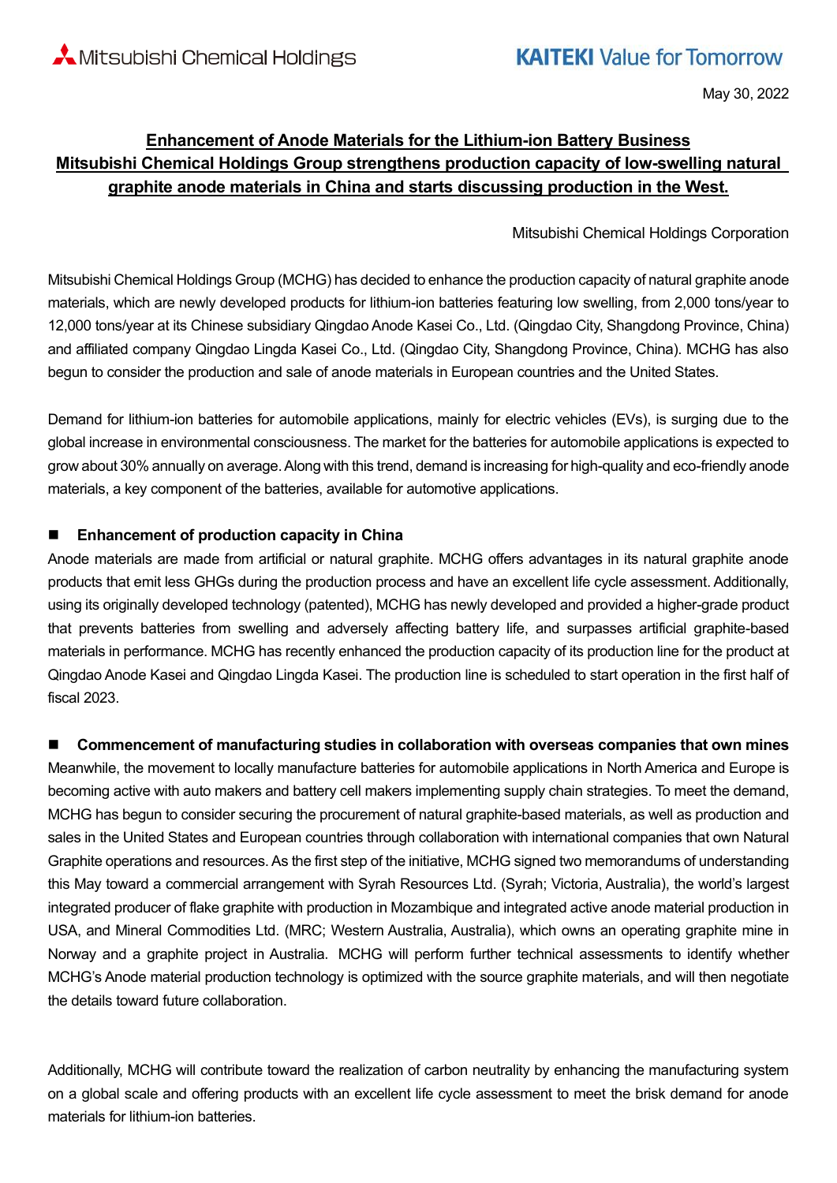Mitsubishi Chemical Holdings

KAITEKI Value for Tomorrow

May 30, 2022

# Enhancement of Anode Materials for the Lithium-ion Battery Business
## Mitsubishi Chemical Holdings Group strengthens production capacity of low-swelling natural graphite anode materials in China and starts discussing production in the West.

Mitsubishi Chemical Holdings Corporation

Mitsubishi Chemical Holdings Group (MCHG) has decided to enhance the production capacity of natural graphite anode materials, which are newly developed products for lithium-ion batteries featuring low swelling, from 2,000 tons/year to 12,000 tons/year at its Chinese subsidiary Qingdao Anode Kasei Co., Ltd. (Qingdao City, Shangdong Province, China) and affiliated company Qingdao Lingda Kasei Co., Ltd. (Qingdao City, Shangdong Province, China). MCHG has also begun to consider the production and sale of anode materials in European countries and the United States.

Demand for lithium-ion batteries for automobile applications, mainly for electric vehicles (EVs), is surging due to the global increase in environmental consciousness. The market for the batteries for automobile applications is expected to grow about 30% annually on average. Along with this trend, demand is increasing for high-quality and eco-friendly anode materials, a key component of the batteries, available for automotive applications.

### ■ Enhancement of production capacity in China

Anode materials are made from artificial or natural graphite. MCHG offers advantages in its natural graphite anode products that emit less GHGs during the production process and have an excellent life cycle assessment. Additionally, using its originally developed technology (patented), MCHG has newly developed and provided a higher-grade product that prevents batteries from swelling and adversely affecting battery life, and surpasses artificial graphite-based materials in performance. MCHG has recently enhanced the production capacity of its production line for the product at Qingdao Anode Kasei and Qingdao Lingda Kasei. The production line is scheduled to start operation in the first half of fiscal 2023.

### ■ Commencement of manufacturing studies in collaboration with overseas companies that own mines

Meanwhile, the movement to locally manufacture batteries for automobile applications in North America and Europe is becoming active with auto makers and battery cell makers implementing supply chain strategies. To meet the demand, MCHG has begun to consider securing the procurement of natural graphite-based materials, as well as production and sales in the United States and European countries through collaboration with international companies that own Natural Graphite operations and resources. As the first step of the initiative, MCHG signed two memorandums of understanding this May toward a commercial arrangement with Syrah Resources Ltd. (Syrah; Victoria, Australia), the world's largest integrated producer of flake graphite with production in Mozambique and integrated active anode material production in USA, and Mineral Commodities Ltd. (MRC; Western Australia, Australia), which owns an operating graphite mine in Norway and a graphite project in Australia. MCHG will perform further technical assessments to identify whether MCHG's Anode material production technology is optimized with the source graphite materials, and will then negotiate the details toward future collaboration.

Additionally, MCHG will contribute toward the realization of carbon neutrality by enhancing the manufacturing system on a global scale and offering products with an excellent life cycle assessment to meet the brisk demand for anode materials for lithium-ion batteries.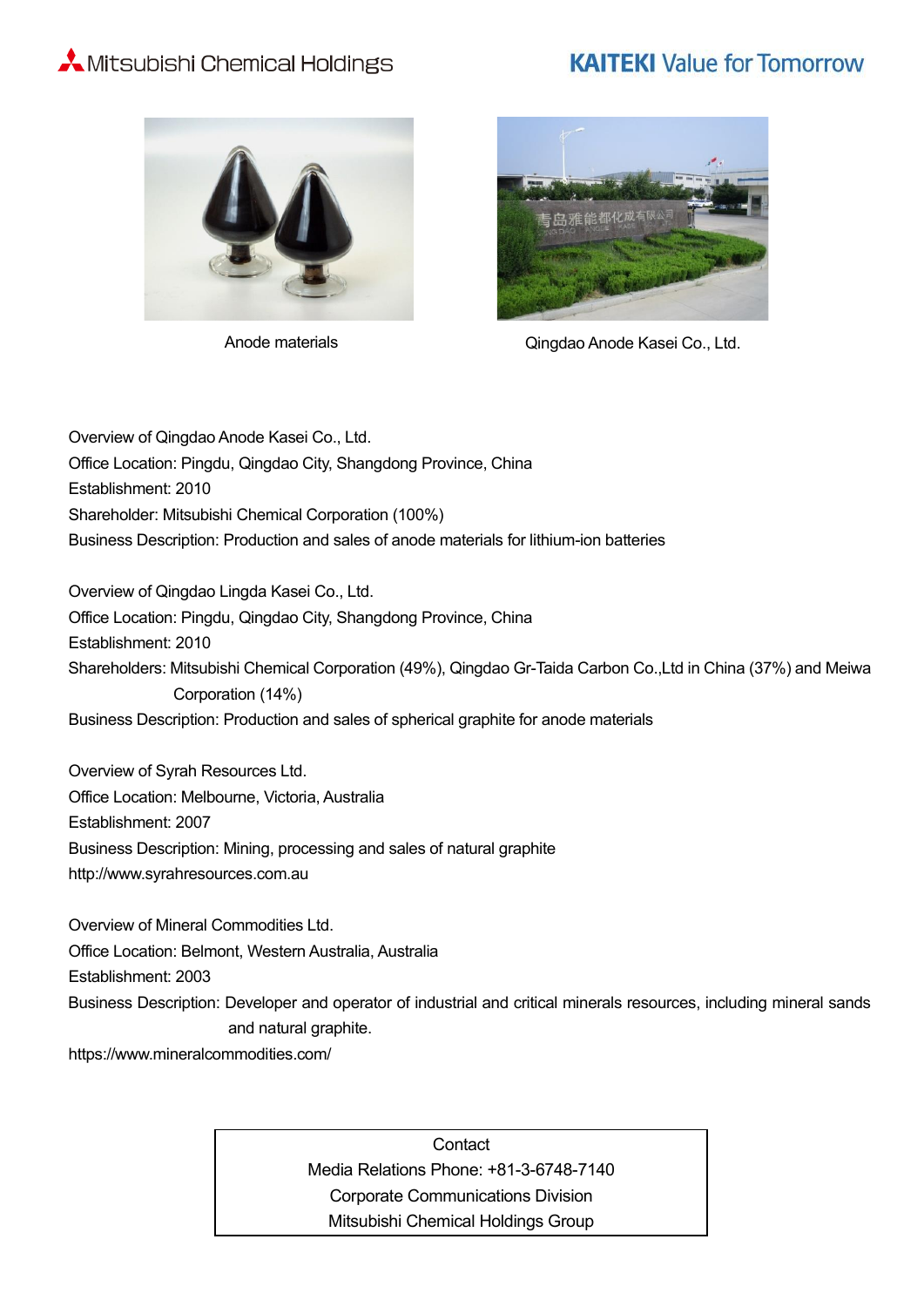Anode materials

Qingdao Anode Kasei Co., Ltd.

Overview of Qingdao Anode Kasei Co., Ltd.
Office Location: Pingdu, Qingdao City, Shangdong Province, China
Establishment: 2010
Shareholder: Mitsubishi Chemical Corporation (100%)
Business Description: Production and sales of anode materials for lithium-ion batteries

Overview of Qingdao Lingda Kasei Co., Ltd.
Office Location: Pingdu, Qingdao City, Shangdong Province, China
Establishment: 2010
Shareholders: Mitsubishi Chemical Corporation (49%), Qingdao Gr-Taida Carbon Co.,Ltd in China (37%) and Meiwa Corporation (14%)
Business Description: Production and sales of spherical graphite for anode materials

Overview of Syrah Resources Ltd.
Office Location: Melbourne, Victoria, Australia
Establishment: 2007
Business Description: Mining, processing and sales of natural graphite
http://www.syrahresources.com.au

Overview of Mineral Commodities Ltd.
Office Location: Belmont, Western Australia, Australia
Establishment: 2003
Business Description: Developer and operator of industrial and critical minerals resources, including mineral sands and natural graphite.
https://www.mineralcommodities.com/

Contact
Media Relations Phone: +81-3-6748-7140
Corporate Communications Division
Mitsubishi Chemical Holdings Group